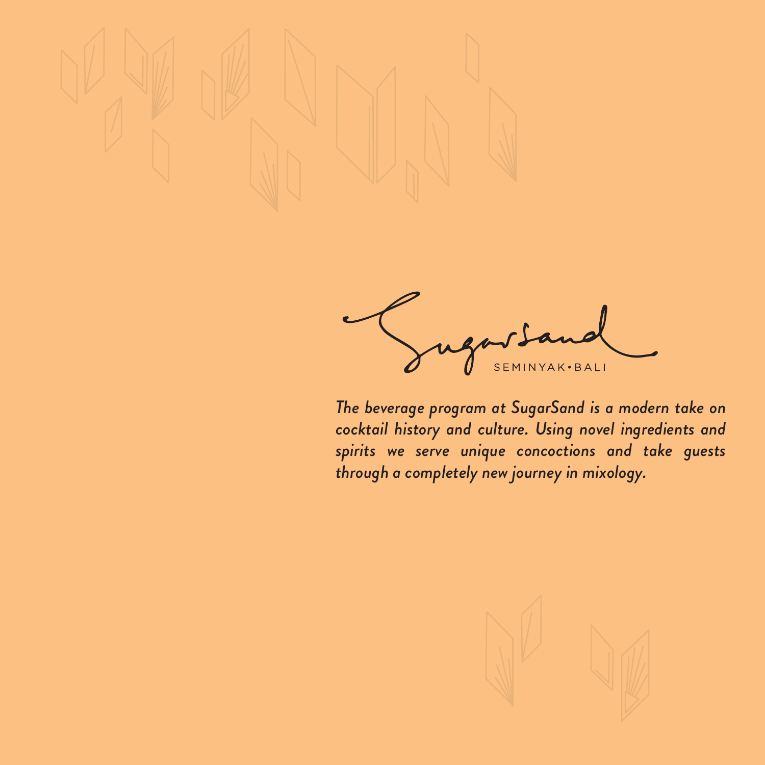# SugarSand

SEMINYAK • BALI

*The beverage program at SugarSand is a modern take on cocktail history and culture. Using novel ingredients and spirits we serve unique concoctions and take guests through a completely new journey in mixology.*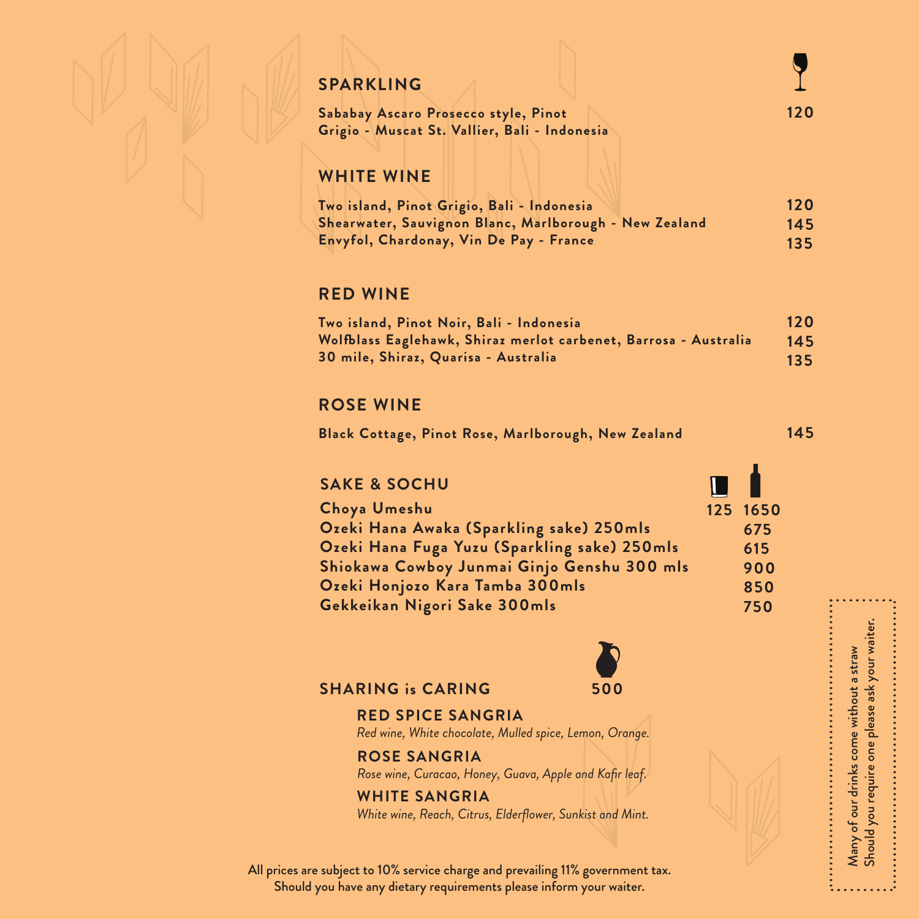## SPARKLING

| | Glass |
|---|---|
| Sababay Ascaro Prosecco style, Pinot Grigio - Muscat St. Vallier, Bali - Indonesia | 120 |

## WHITE WINE

| | |
|---|---|
| Two island, Pinot Grigio, Bali - Indonesia | 120 |
| Shearwater, Sauvignon Blanc, Marlborough - New Zealand | 145 |
| Envyfol, Chardonay, Vin De Pay - France | 135 |

## RED WINE

| | |
|---|---|
| Two island, Pinot Noir, Bali - Indonesia | 120 |
| Wolfblass Eaglehawk, Shiraz merlot carbenet, Barrosa - Australia | 145 |
| 30 mile, Shiraz, Quarisa - Australia | 135 |

## ROSE WINE

| | |
|---|---|
| Black Cottage, Pinot Rose, Marlborough, New Zealand | 145 |

## SAKE & SOCHU

| | Glass | Bottle |
|---|---|---|
| Choya Umeshu | 125 | 1650 |
| Ozeki Hana Awaka (Sparkling sake) 250mls | | 675 |
| Ozeki Hana Fuga Yuzu (Sparkling sake) 250mls | | 615 |
| Shiokawa Cowboy Junmai Ginjo Genshu 300 mls | | 900 |
| Ozeki Honjozo Kara Tamba 300mls | | 850 |
| Gekkeikan Nigori Sake 300mls | | 750 |

## SHARING is CARING — 500

**RED SPICE SANGRIA**
*Red wine, White chocolate, Mulled spice, Lemon, Orange.*

**ROSE SANGRIA**
*Rose wine, Curacao, Honey, Guava, Apple and Kafir leaf.*

**WHITE SANGRIA**
*White wine, Reach, Citrus, Elderflower, Sunkist and Mint.*

All prices are subject to 10% service charge and prevailing 11% government tax.
Should you have any dietary requirements please inform your waiter.

Many of our drinks come without a straw
Should you require one please ask your waiter.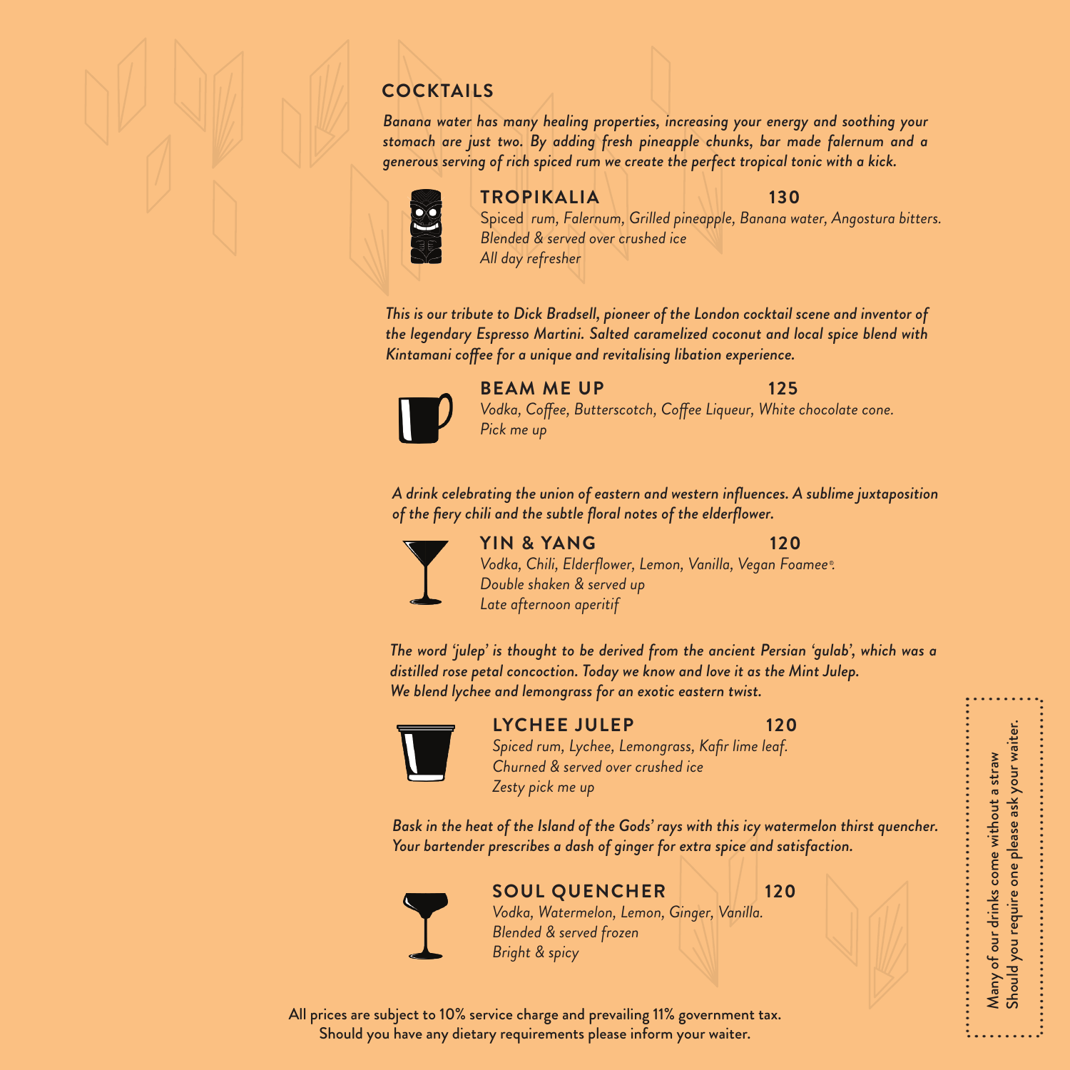## COCKTAILS

*Banana water has many healing properties, increasing your energy and soothing your stomach are just two. By adding fresh pineapple chunks, bar made falernum and a generous serving of rich spiced rum we create the perfect tropical tonic with a kick.*

### TROPIKALIA 130

*Spiced rum, Falernum, Grilled pineapple, Banana water, Angostura bitters.*
*Blended & served over crushed ice*
*All day refresher*

*This is our tribute to Dick Bradsell, pioneer of the London cocktail scene and inventor of the legendary Espresso Martini. Salted caramelized coconut and local spice blend with Kintamani coffee for a unique and revitalising libation experience.*

### BEAM ME UP 125

*Vodka, Coffee, Butterscotch, Coffee Liqueur, White chocolate cone.*
*Pick me up*

*A drink celebrating the union of eastern and western influences. A sublime juxtaposition of the fiery chili and the subtle floral notes of the elderflower.*

### YIN & YANG 120

*Vodka, Chili, Elderflower, Lemon, Vanilla, Vegan Foamee®.*
*Double shaken & served up*
*Late afternoon aperitif*

*The word 'julep' is thought to be derived from the ancient Persian 'gulab', which was a distilled rose petal concoction. Today we know and love it as the Mint Julep. We blend lychee and lemongrass for an exotic eastern twist.*

### LYCHEE JULEP 120

*Spiced rum, Lychee, Lemongrass, Kafir lime leaf.*
*Churned & served over crushed ice*
*Zesty pick me up*

*Bask in the heat of the Island of the Gods' rays with this icy watermelon thirst quencher. Your bartender prescribes a dash of ginger for extra spice and satisfaction.*

### SOUL QUENCHER 120

*Vodka, Watermelon, Lemon, Ginger, Vanilla.*
*Blended & served frozen*
*Bright & spicy*

All prices are subject to 10% service charge and prevailing 11% government tax.
Should you have any dietary requirements please inform your waiter.

Many of our drinks come without a straw
Should you require one please ask your waiter.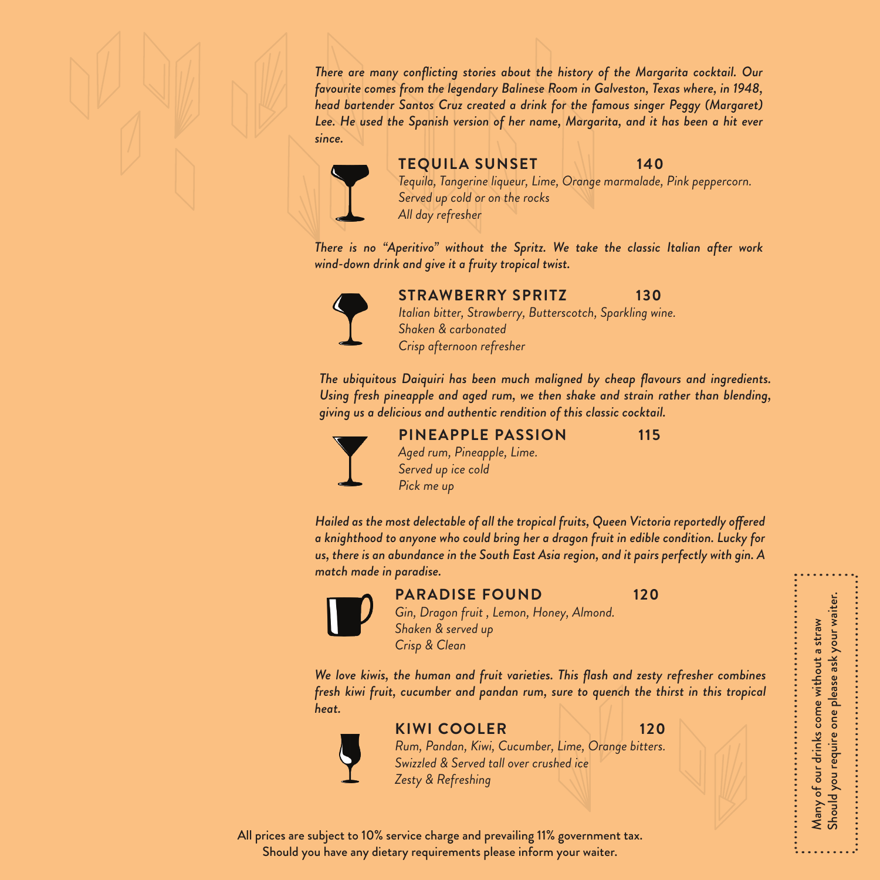*There are many conflicting stories about the history of the Margarita cocktail. Our favourite comes from the legendary Balinese Room in Galveston, Texas where, in 1948, head bartender Santos Cruz created a drink for the famous singer Peggy (Margaret) Lee. He used the Spanish version of her name, Margarita, and it has been a hit ever since.*

## TEQUILA SUNSET 140

*Tequila, Tangerine liqueur, Lime, Orange marmalade, Pink peppercorn.*
*Served up cold or on the rocks*
*All day refresher*

*There is no "Aperitivo" without the Spritz. We take the classic Italian after work wind-down drink and give it a fruity tropical twist.*

## STRAWBERRY SPRITZ 130

*Italian bitter, Strawberry, Butterscotch, Sparkling wine.*
*Shaken & carbonated*
*Crisp afternoon refresher*

*The ubiquitous Daiquiri has been much maligned by cheap flavours and ingredients. Using fresh pineapple and aged rum, we then shake and strain rather than blending, giving us a delicious and authentic rendition of this classic cocktail.*

## PINEAPPLE PASSION 115

*Aged rum, Pineapple, Lime.*
*Served up ice cold*
*Pick me up*

*Hailed as the most delectable of all the tropical fruits, Queen Victoria reportedly offered a knighthood to anyone who could bring her a dragon fruit in edible condition. Lucky for us, there is an abundance in the South East Asia region, and it pairs perfectly with gin. A match made in paradise.*

## PARADISE FOUND 120

*Gin, Dragon fruit , Lemon, Honey, Almond.*
*Shaken & served up*
*Crisp & Clean*

*We love kiwis, the human and fruit varieties. This flash and zesty refresher combines fresh kiwi fruit, cucumber and pandan rum, sure to quench the thirst in this tropical heat.*

## KIWI COOLER 120

*Rum, Pandan, Kiwi, Cucumber, Lime, Orange bitters.*
*Swizzled & Served tall over crushed ice*
*Zesty & Refreshing*

Many of our drinks come without a straw
Should you require one please ask your waiter.

All prices are subject to 10% service charge and prevailing 11% government tax.
Should you have any dietary requirements please inform your waiter.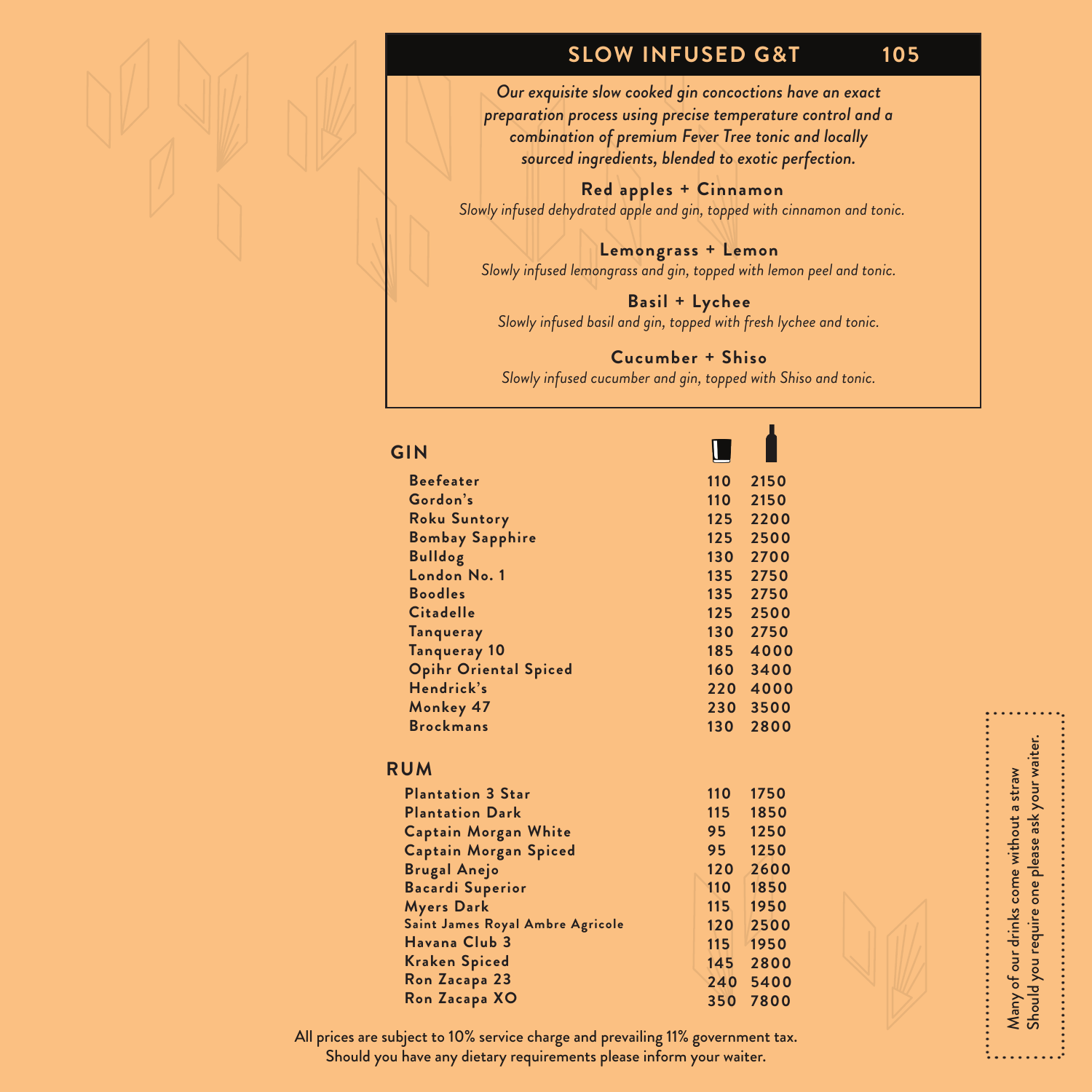## SLOW INFUSED G&T 105

*Our exquisite slow cooked gin concoctions have an exact preparation process using precise temperature control and a combination of premium Fever Tree tonic and locally sourced ingredients, blended to exotic perfection.*

**Red apples + Cinnamon**
*Slowly infused dehydrated apple and gin, topped with cinnamon and tonic.*

**Lemongrass + Lemon**
*Slowly infused lemongrass and gin, topped with lemon peel and tonic.*

**Basil + Lychee**
*Slowly infused basil and gin, topped with fresh lychee and tonic.*

**Cucumber + Shiso**
*Slowly infused cucumber and gin, topped with Shiso and tonic.*

## GIN

| | Glass | Bottle |
|---|---|---|
| Beefeater | 110 | 2150 |
| Gordon's | 110 | 2150 |
| Roku Suntory | 125 | 2200 |
| Bombay Sapphire | 125 | 2500 |
| Bulldog | 130 | 2700 |
| London No. 1 | 135 | 2750 |
| Boodles | 135 | 2750 |
| Citadelle | 125 | 2500 |
| Tanqueray | 130 | 2750 |
| Tanqueray 10 | 185 | 4000 |
| Opihr Oriental Spiced | 160 | 3400 |
| Hendrick's | 220 | 4000 |
| Monkey 47 | 230 | 3500 |
| Brockmans | 130 | 2800 |

## RUM

| | Glass | Bottle |
|---|---|---|
| Plantation 3 Star | 110 | 1750 |
| Plantation Dark | 115 | 1850 |
| Captain Morgan White | 95 | 1250 |
| Captain Morgan Spiced | 95 | 1250 |
| Brugal Anejo | 120 | 2600 |
| Bacardi Superior | 110 | 1850 |
| Myers Dark | 115 | 1950 |
| Saint James Royal Ambre Agricole | 120 | 2500 |
| Havana Club 3 | 115 | 1950 |
| Kraken Spiced | 145 | 2800 |
| Ron Zacapa 23 | 240 | 5400 |
| Ron Zacapa XO | 350 | 7800 |

All prices are subject to 10% service charge and prevailing 11% government tax.
Should you have any dietary requirements please inform your waiter.

Many of our drinks come without a straw
Should you require one please ask your waiter.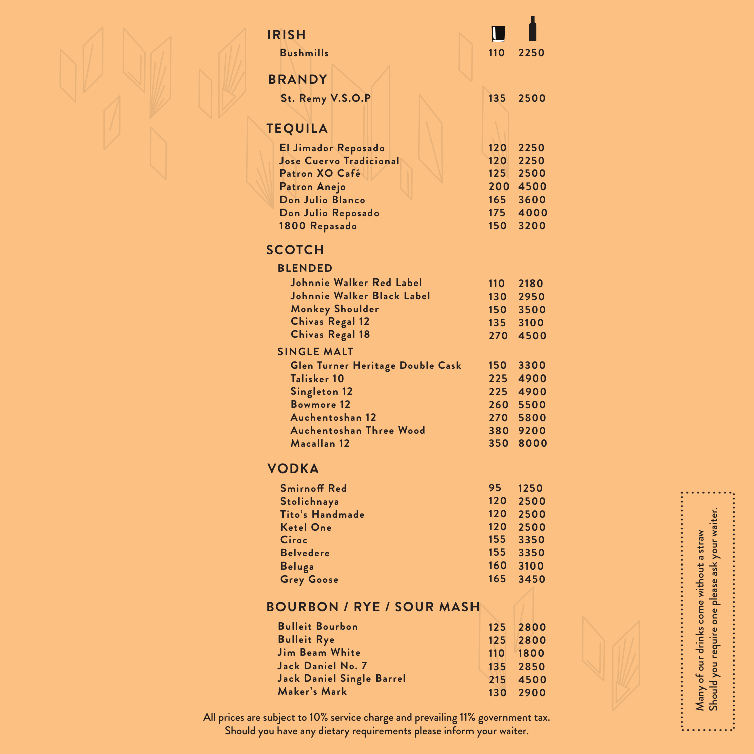## IRISH

| | Glass | Bottle |
|---|---|---|
| Bushmills | 110 | 2250 |

## BRANDY

| | Glass | Bottle |
|---|---|---|
| St. Remy V.S.O.P | 135 | 2500 |

## TEQUILA

| | Glass | Bottle |
|---|---|---|
| El Jimador Reposado | 120 | 2250 |
| Jose Cuervo Tradicional | 120 | 2250 |
| Patron XO Café | 125 | 2500 |
| Patron Anejo | 200 | 4500 |
| Don Julio Blanco | 165 | 3600 |
| Don Julio Reposado | 175 | 4000 |
| 1800 Repasado | 150 | 3200 |

## SCOTCH

### BLENDED

| | Glass | Bottle |
|---|---|---|
| Johnnie Walker Red Label | 110 | 2180 |
| Johnnie Walker Black Label | 130 | 2950 |
| Monkey Shoulder | 150 | 3500 |
| Chivas Regal 12 | 135 | 3100 |
| Chivas Regal 18 | 270 | 4500 |

### SINGLE MALT

| | Glass | Bottle |
|---|---|---|
| Glen Turner Heritage Double Cask | 150 | 3300 |
| Talisker 10 | 225 | 4900 |
| Singleton 12 | 225 | 4900 |
| Bowmore 12 | 260 | 5500 |
| Auchentoshan 12 | 270 | 5800 |
| Auchentoshan Three Wood | 380 | 9200 |
| Macallan 12 | 350 | 8000 |

## VODKA

| | Glass | Bottle |
|---|---|---|
| Smirnoff Red | 95 | 1250 |
| Stolichnaya | 120 | 2500 |
| Tito's Handmade | 120 | 2500 |
| Ketel One | 120 | 2500 |
| Ciroc | 155 | 3350 |
| Belvedere | 155 | 3350 |
| Beluga | 160 | 3100 |
| Grey Goose | 165 | 3450 |

## BOURBON / RYE / SOUR MASH

| | Glass | Bottle |
|---|---|---|
| Bulleit Bourbon | 125 | 2800 |
| Bulleit Rye | 125 | 2800 |
| Jim Beam White | 110 | 1800 |
| Jack Daniel No. 7 | 135 | 2850 |
| Jack Daniel Single Barrel | 215 | 4500 |
| Maker's Mark | 130 | 2900 |

All prices are subject to 10% service charge and prevailing 11% government tax.
Should you have any dietary requirements please inform your waiter.

Many of our drinks come without a straw
Should you require one please ask your waiter.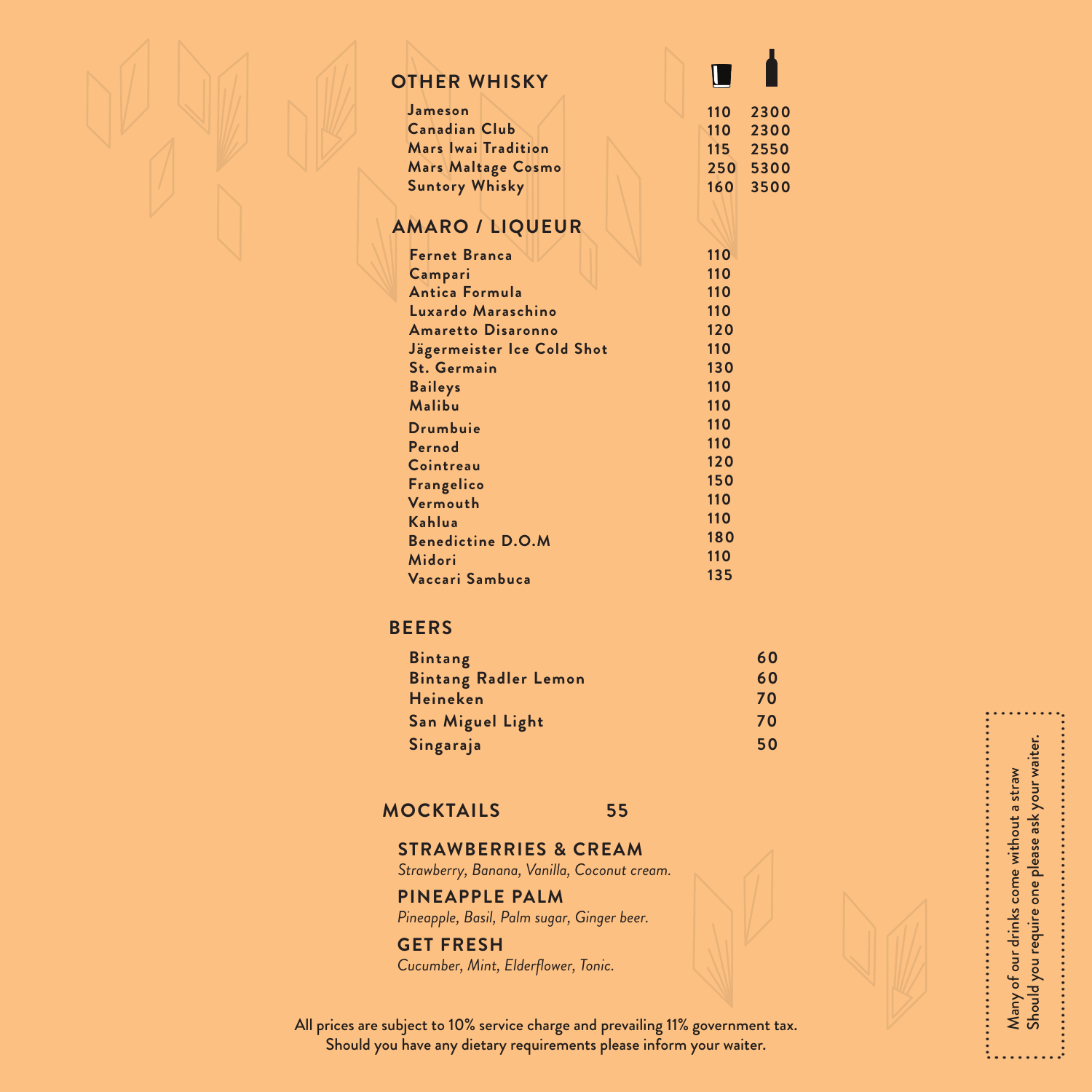## OTHER WHISKY

| | Glass | Bottle |
|---|---|---|
| Jameson | 110 | 2300 |
| Canadian Club | 110 | 2300 |
| Mars Iwai Tradition | 115 | 2550 |
| Mars Maltage Cosmo | 250 | 5300 |
| Suntory Whisky | 160 | 3500 |

## AMARO / LIQUEUR

| | Glass |
|---|---|
| Fernet Branca | 110 |
| Campari | 110 |
| Antica Formula | 110 |
| Luxardo Maraschino | 110 |
| Amaretto Disaronno | 120 |
| Jägermeister Ice Cold Shot | 110 |
| St. Germain | 130 |
| Baileys | 110 |
| Malibu | 110 |
| Drumbuie | 110 |
| Pernod | 110 |
| Cointreau | 120 |
| Frangelico | 150 |
| Vermouth | 110 |
| Kahlua | 110 |
| Benedictine D.O.M | 180 |
| Midori | 110 |
| Vaccari Sambuca | 135 |

## BEERS

| | |
|---|---|
| Bintang | 60 |
| Bintang Radler Lemon | 60 |
| Heineken | 70 |
| San Miguel Light | 70 |
| Singaraja | 50 |

## MOCKTAILS 55

**STRAWBERRIES & CREAM**
*Strawberry, Banana, Vanilla, Coconut cream.*

**PINEAPPLE PALM**
*Pineapple, Basil, Palm sugar, Ginger beer.*

**GET FRESH**
*Cucumber, Mint, Elderflower, Tonic.*

All prices are subject to 10% service charge and prevailing 11% government tax.
Should you have any dietary requirements please inform your waiter.

Many of our drinks come without a straw
Should you require one please ask your waiter.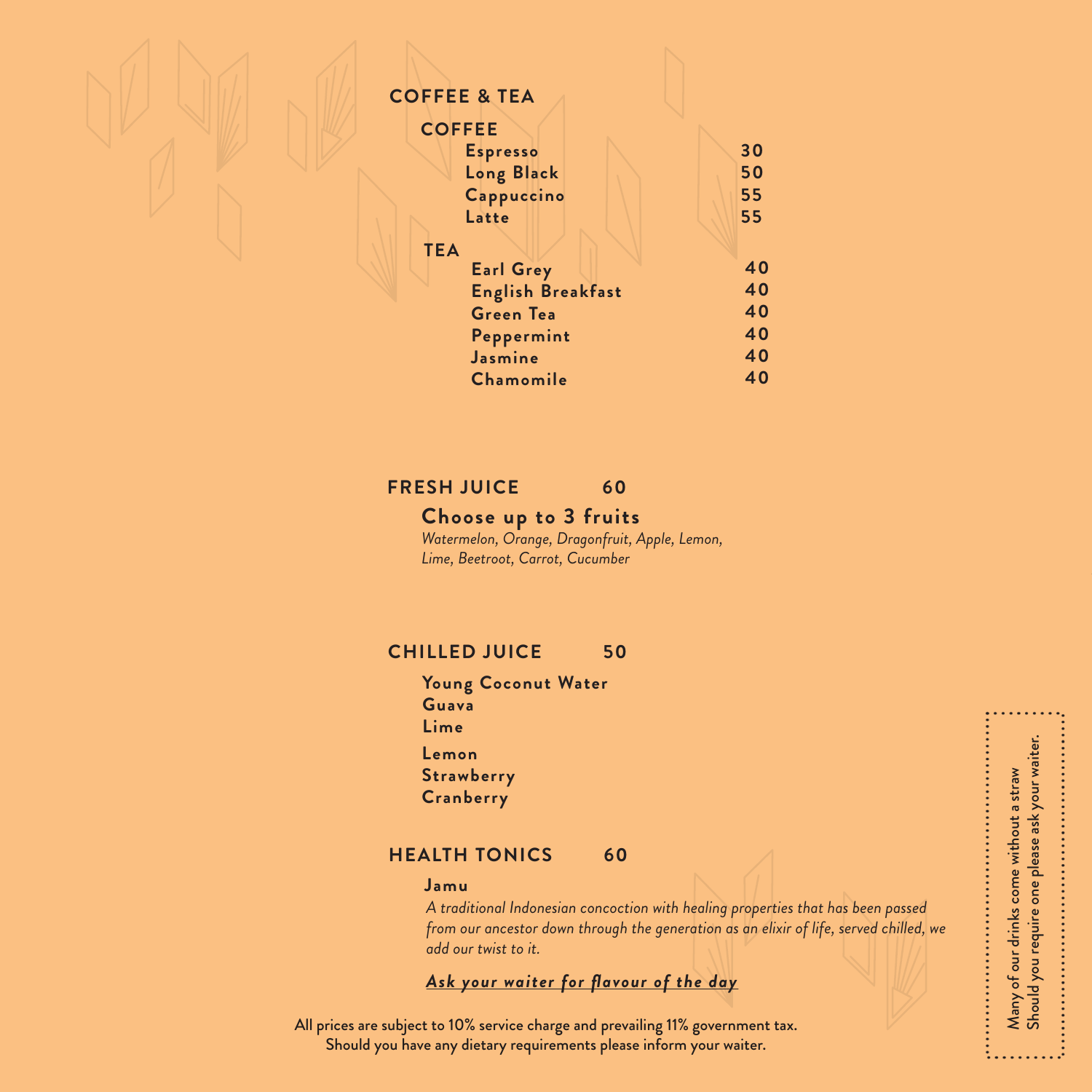## COFFEE & TEA

### COFFEE

| Item | Price |
|---|---|
| **Espresso** | 30 |
| **Long Black** | 50 |
| **Cappuccino** | 55 |
| **Latte** | 55 |

### TEA

| Item | Price |
|---|---|
| **Earl Grey** | 40 |
| **English Breakfast** | 40 |
| **Green Tea** | 40 |
| **Peppermint** | 40 |
| **Jasmine** | 40 |
| **Chamomile** | 40 |

## FRESH JUICE 60

### Choose up to 3 fruits

*Watermelon, Orange, Dragonfruit, Apple, Lemon, Lime, Beetroot, Carrot, Cucumber*

## CHILLED JUICE 50

**Young Coconut Water**
**Guava**
**Lime**
**Lemon**
**Strawberry**
**Cranberry**

## HEALTH TONICS 60

**Jamu**

*A traditional Indonesian concoction with healing properties that has been passed from our ancestor down through the generation as an elixir of life, served chilled, we add our twist to it.*

***Ask your waiter for flavour of the day***

All prices are subject to 10% service charge and prevailing 11% government tax.
Should you have any dietary requirements please inform your waiter.

Many of our drinks come without a straw
Should you require one please ask your waiter.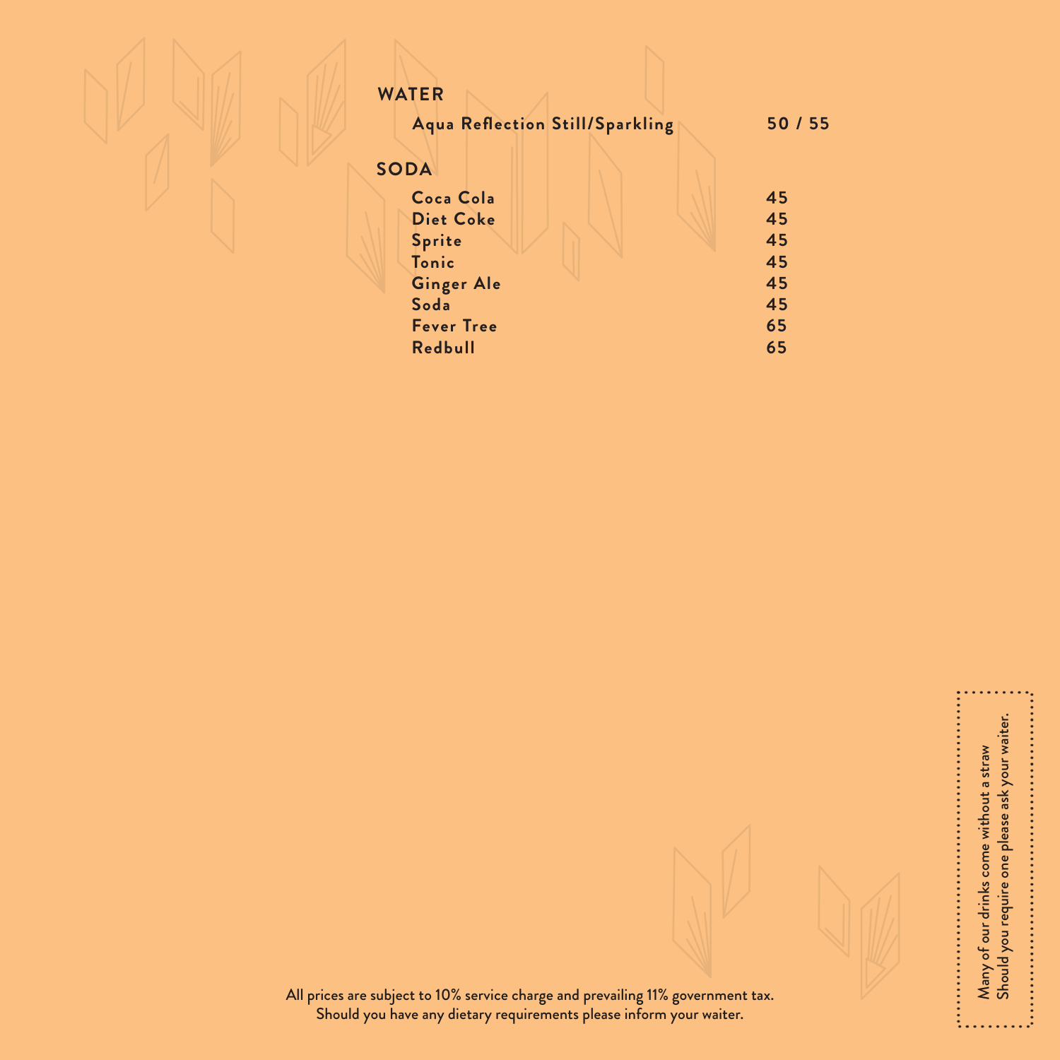## WATER

| | |
|---|---|
| Aqua Reflection Still/Sparkling | 50 / 55 |

## SODA

| | |
|---|---|
| Coca Cola | 45 |
| Diet Coke | 45 |
| Sprite | 45 |
| Tonic | 45 |
| Ginger Ale | 45 |
| Soda | 45 |
| Fever Tree | 65 |
| Redbull | 65 |

All prices are subject to 10% service charge and prevailing 11% government tax.
Should you have any dietary requirements please inform your waiter.

Many of our drinks come without a straw
Should you require one please ask your waiter.